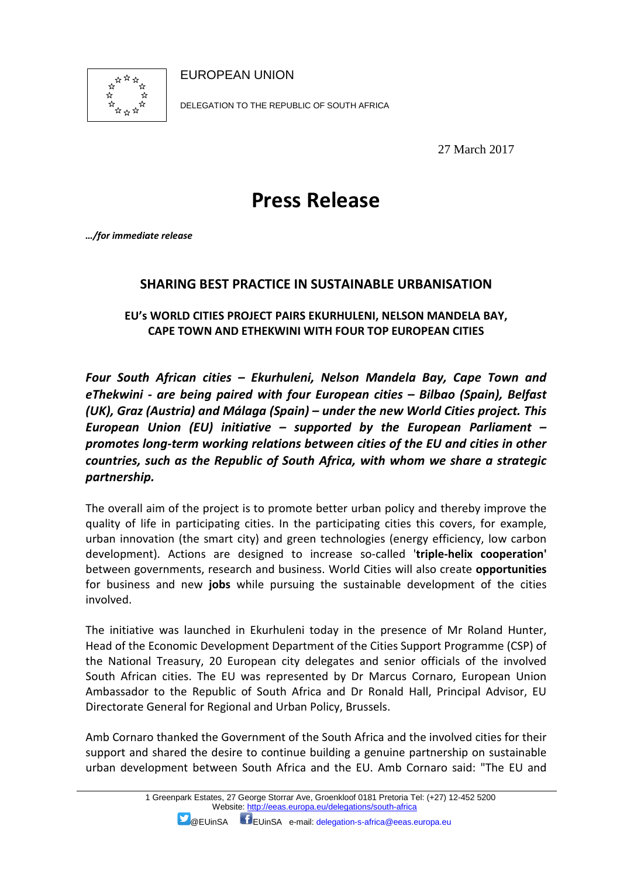EUROPEAN UNION

DELEGATION TO THE REPUBLIC OF SOUTH AFRICA

27 March 2017

# Press Release

***…/for immediate release***

## SHARING BEST PRACTICE IN SUSTAINABLE URBANISATION

### EU's WORLD CITIES PROJECT PAIRS EKURHULENI, NELSON MANDELA BAY, CAPE TOWN AND ETHEKWINI WITH FOUR TOP EUROPEAN CITIES

***Four South African cities – Ekurhuleni, Nelson Mandela Bay, Cape Town and eThekwini - are being paired with four European cities – Bilbao (Spain), Belfast (UK), Graz (Austria) and Málaga (Spain) – under the new World Cities project. This European Union (EU) initiative – supported by the European Parliament – promotes long-term working relations between cities of the EU and cities in other countries, such as the Republic of South Africa, with whom we share a strategic partnership.***

The overall aim of the project is to promote better urban policy and thereby improve the quality of life in participating cities. In the participating cities this covers, for example, urban innovation (the smart city) and green technologies (energy efficiency, low carbon development). Actions are designed to increase so-called **'triple-helix cooperation'** between governments, research and business. World Cities will also create **opportunities** for business and new **jobs** while pursuing the sustainable development of the cities involved.

The initiative was launched in Ekurhuleni today in the presence of Mr Roland Hunter, Head of the Economic Development Department of the Cities Support Programme (CSP) of the National Treasury, 20 European city delegates and senior officials of the involved South African cities. The EU was represented by Dr Marcus Cornaro, European Union Ambassador to the Republic of South Africa and Dr Ronald Hall, Principal Advisor, EU Directorate General for Regional and Urban Policy, Brussels.

Amb Cornaro thanked the Government of the South Africa and the involved cities for their support and shared the desire to continue building a genuine partnership on sustainable urban development between South Africa and the EU. Amb Cornaro said: "The EU and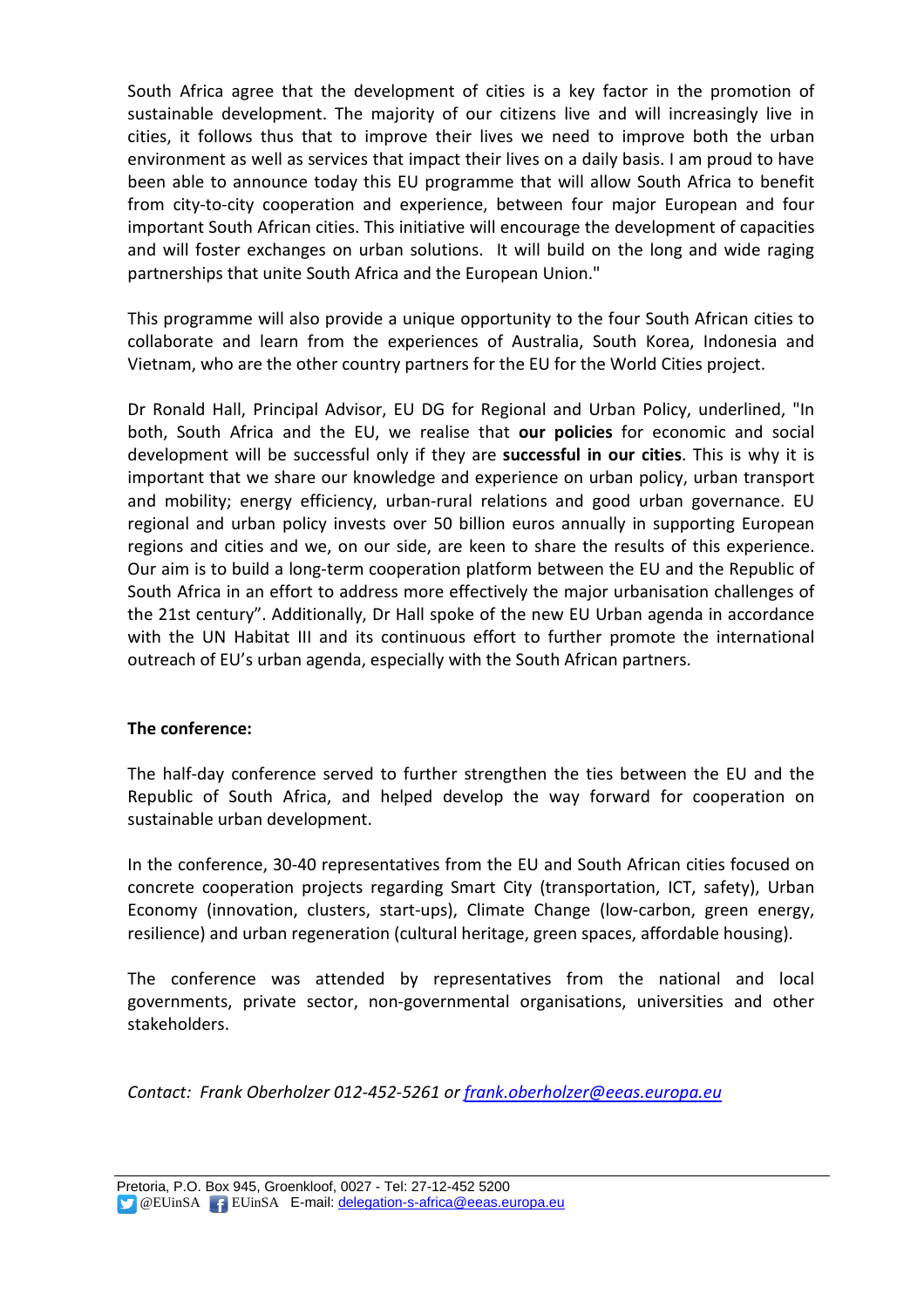South Africa agree that the development of cities is a key factor in the promotion of sustainable development. The majority of our citizens live and will increasingly live in cities, it follows thus that to improve their lives we need to improve both the urban environment as well as services that impact their lives on a daily basis. I am proud to have been able to announce today this EU programme that will allow South Africa to benefit from city-to-city cooperation and experience, between four major European and four important South African cities. This initiative will encourage the development of capacities and will foster exchanges on urban solutions. It will build on the long and wide raging partnerships that unite South Africa and the European Union."

This programme will also provide a unique opportunity to the four South African cities to collaborate and learn from the experiences of Australia, South Korea, Indonesia and Vietnam, who are the other country partners for the EU for the World Cities project.

Dr Ronald Hall, Principal Advisor, EU DG for Regional and Urban Policy, underlined, "In both, South Africa and the EU, we realise that **our policies** for economic and social development will be successful only if they are **successful in our cities**. This is why it is important that we share our knowledge and experience on urban policy, urban transport and mobility; energy efficiency, urban-rural relations and good urban governance. EU regional and urban policy invests over 50 billion euros annually in supporting European regions and cities and we, on our side, are keen to share the results of this experience. Our aim is to build a long-term cooperation platform between the EU and the Republic of South Africa in an effort to address more effectively the major urbanisation challenges of the 21st century". Additionally, Dr Hall spoke of the new EU Urban agenda in accordance with the UN Habitat III and its continuous effort to further promote the international outreach of EU's urban agenda, especially with the South African partners.

**The conference:**

The half-day conference served to further strengthen the ties between the EU and the Republic of South Africa, and helped develop the way forward for cooperation on sustainable urban development.

In the conference, 30-40 representatives from the EU and South African cities focused on concrete cooperation projects regarding Smart City (transportation, ICT, safety), Urban Economy (innovation, clusters, start-ups), Climate Change (low-carbon, green energy, resilience) and urban regeneration (cultural heritage, green spaces, affordable housing).

The conference was attended by representatives from the national and local governments, private sector, non-governmental organisations, universities and other stakeholders.

*Contact: Frank Oberholzer 012-452-5261 or frank.oberholzer@eeas.europa.eu*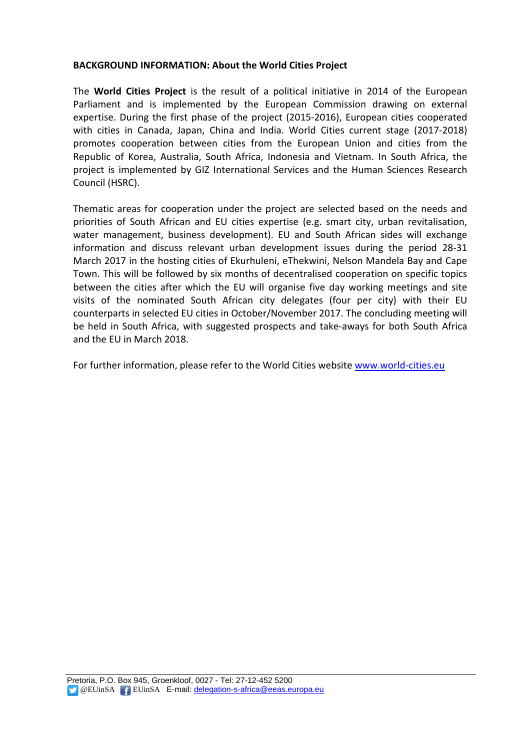**BACKGROUND INFORMATION: About the World Cities Project**

The **World Cities Project** is the result of a political initiative in 2014 of the European Parliament and is implemented by the European Commission drawing on external expertise. During the first phase of the project (2015-2016), European cities cooperated with cities in Canada, Japan, China and India. World Cities current stage (2017-2018) promotes cooperation between cities from the European Union and cities from the Republic of Korea, Australia, South Africa, Indonesia and Vietnam. In South Africa, the project is implemented by GIZ International Services and the Human Sciences Research Council (HSRC).

Thematic areas for cooperation under the project are selected based on the needs and priorities of South African and EU cities expertise (e.g. smart city, urban revitalisation, water management, business development). EU and South African sides will exchange information and discuss relevant urban development issues during the period 28-31 March 2017 in the hosting cities of Ekurhuleni, eThekwini, Nelson Mandela Bay and Cape Town. This will be followed by six months of decentralised cooperation on specific topics between the cities after which the EU will organise five day working meetings and site visits of the nominated South African city delegates (four per city) with their EU counterparts in selected EU cities in October/November 2017. The concluding meeting will be held in South Africa, with suggested prospects and take-aways for both South Africa and the EU in March 2018.

For further information, please refer to the World Cities website [www.world-cities.eu](http://www.world-cities.eu)

Pretoria, P.O. Box 945, Groenkloof, 0027 - Tel: 27-12-452 5200
@EUinSA EUinSA E-mail: delegation-s-africa@eeas.europa.eu